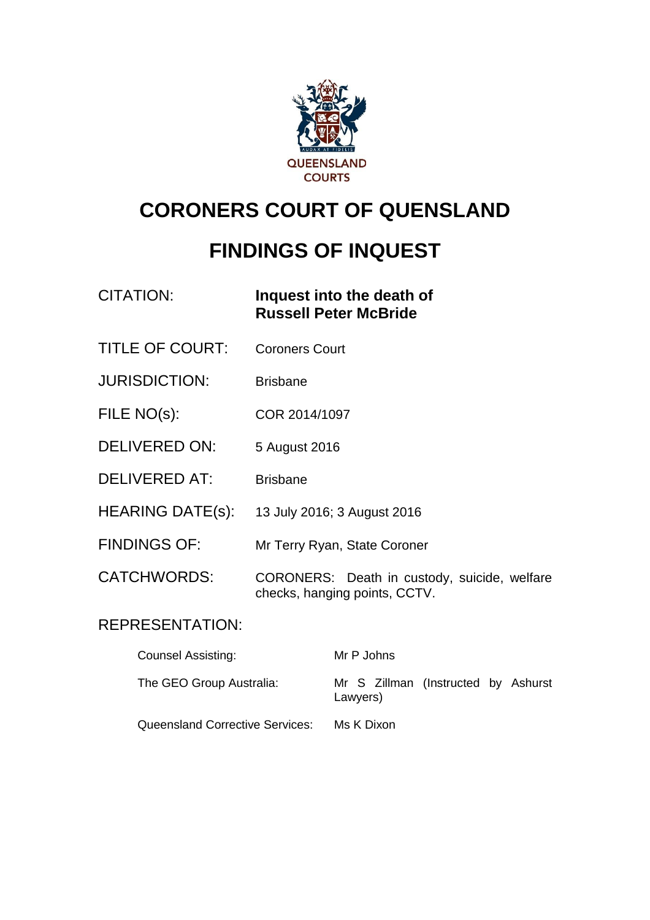QUEENSLAND COURTS

# CORONERS COURT OF QUEENSLAND

# FINDINGS OF INQUEST

| | |
|---|---|
| CITATION: | **Inquest into the death of Russell Peter McBride** |
| TITLE OF COURT: | Coroners Court |
| JURISDICTION: | Brisbane |
| FILE NO(s): | COR 2014/1097 |
| DELIVERED ON: | 5 August 2016 |
| DELIVERED AT: | Brisbane |
| HEARING DATE(s): | 13 July 2016; 3 August 2016 |
| FINDINGS OF: | Mr Terry Ryan, State Coroner |
| CATCHWORDS: | CORONERS: Death in custody, suicide, welfare checks, hanging points, CCTV. |

REPRESENTATION:

| | |
|---|---|
| Counsel Assisting: | Mr P Johns |
| The GEO Group Australia: | Mr S Zillman (Instructed by Ashurst Lawyers) |
| Queensland Corrective Services: | Ms K Dixon |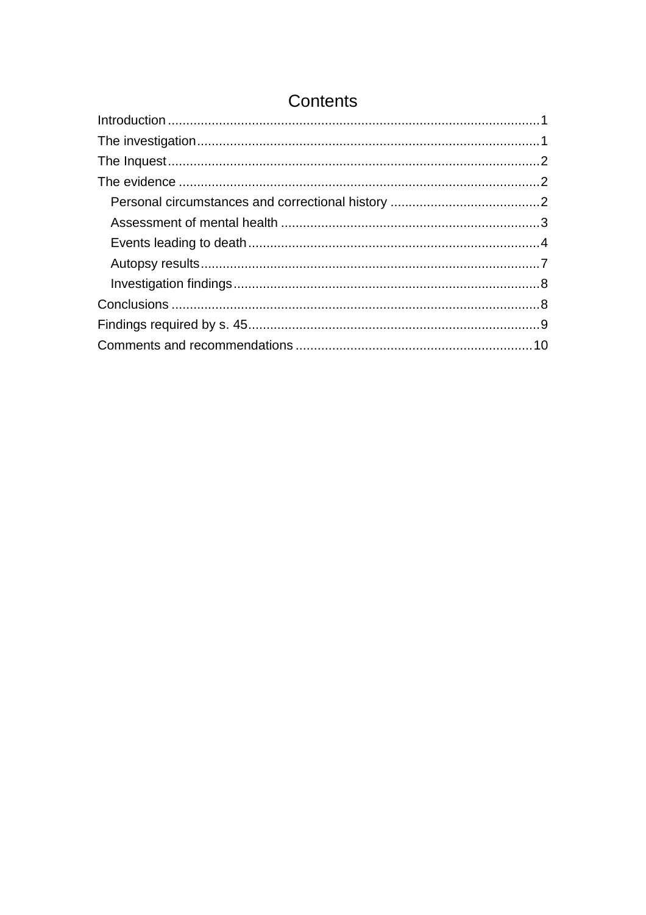# Contents

Introduction .................................................................................................... 1
The investigation ............................................................................................ 1
The Inquest ..................................................................................................... 2
The evidence .................................................................................................. 2
  Personal circumstances and correctional history ......................................... 2
  Assessment of mental health ...................................................................... 3
  Events leading to death ............................................................................... 4
  Autopsy results ........................................................................................... 7
  Investigation findings .................................................................................. 8
Conclusions .................................................................................................... 8
Findings required by s. 45 ............................................................................... 9
Comments and recommendations ................................................................ 10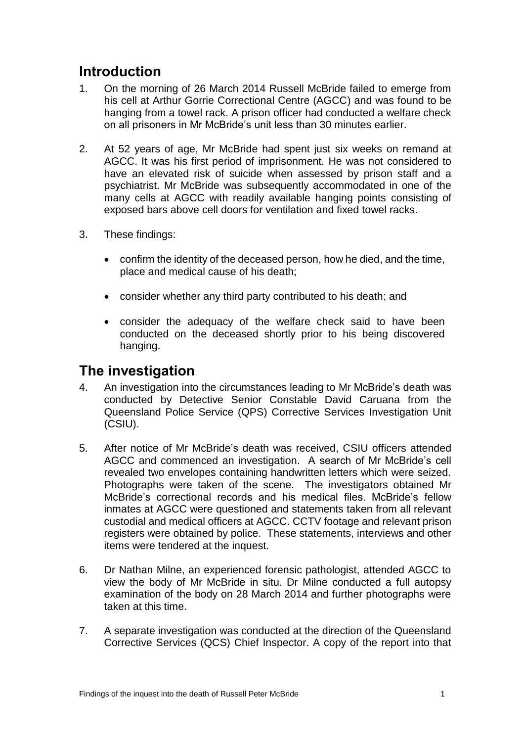## Introduction

1. On the morning of 26 March 2014 Russell McBride failed to emerge from his cell at Arthur Gorrie Correctional Centre (AGCC) and was found to be hanging from a towel rack. A prison officer had conducted a welfare check on all prisoners in Mr McBride's unit less than 30 minutes earlier.

2. At 52 years of age, Mr McBride had spent just six weeks on remand at AGCC. It was his first period of imprisonment. He was not considered to have an elevated risk of suicide when assessed by prison staff and a psychiatrist. Mr McBride was subsequently accommodated in one of the many cells at AGCC with readily available hanging points consisting of exposed bars above cell doors for ventilation and fixed towel racks.

3. These findings:

   - confirm the identity of the deceased person, how he died, and the time, place and medical cause of his death;
   - consider whether any third party contributed to his death; and
   - consider the adequacy of the welfare check said to have been conducted on the deceased shortly prior to his being discovered hanging.

## The investigation

4. An investigation into the circumstances leading to Mr McBride's death was conducted by Detective Senior Constable David Caruana from the Queensland Police Service (QPS) Corrective Services Investigation Unit (CSIU).

5. After notice of Mr McBride's death was received, CSIU officers attended AGCC and commenced an investigation. A search of Mr McBride's cell revealed two envelopes containing handwritten letters which were seized. Photographs were taken of the scene. The investigators obtained Mr McBride's correctional records and his medical files. McBride's fellow inmates at AGCC were questioned and statements taken from all relevant custodial and medical officers at AGCC. CCTV footage and relevant prison registers were obtained by police. These statements, interviews and other items were tendered at the inquest.

6. Dr Nathan Milne, an experienced forensic pathologist, attended AGCC to view the body of Mr McBride in situ. Dr Milne conducted a full autopsy examination of the body on 28 March 2014 and further photographs were taken at this time.

7. A separate investigation was conducted at the direction of the Queensland Corrective Services (QCS) Chief Inspector. A copy of the report into that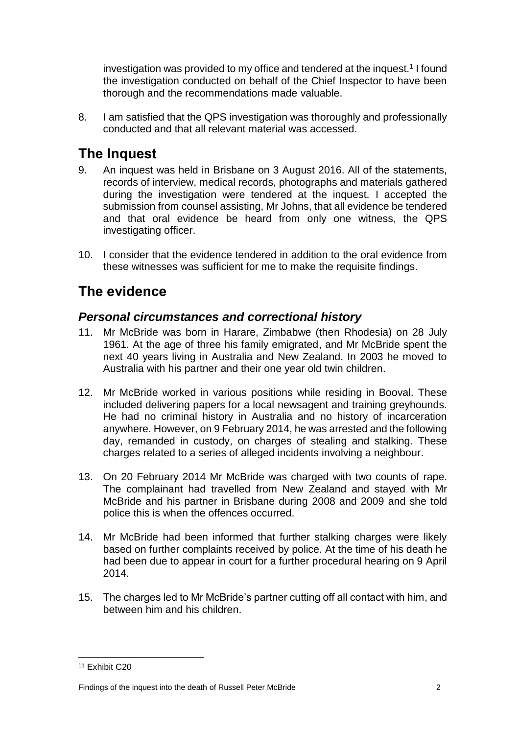investigation was provided to my office and tendered at the inquest.[1] I found the investigation conducted on behalf of the Chief Inspector to have been thorough and the recommendations made valuable.

8. I am satisfied that the QPS investigation was thoroughly and professionally conducted and that all relevant material was accessed.

## The Inquest

9. An inquest was held in Brisbane on 3 August 2016. All of the statements, records of interview, medical records, photographs and materials gathered during the investigation were tendered at the inquest. I accepted the submission from counsel assisting, Mr Johns, that all evidence be tendered and that oral evidence be heard from only one witness, the QPS investigating officer.

10. I consider that the evidence tendered in addition to the oral evidence from these witnesses was sufficient for me to make the requisite findings.

## The evidence

### *Personal circumstances and correctional history*

11. Mr McBride was born in Harare, Zimbabwe (then Rhodesia) on 28 July 1961. At the age of three his family emigrated, and Mr McBride spent the next 40 years living in Australia and New Zealand. In 2003 he moved to Australia with his partner and their one year old twin children.

12. Mr McBride worked in various positions while residing in Booval. These included delivering papers for a local newsagent and training greyhounds. He had no criminal history in Australia and no history of incarceration anywhere. However, on 9 February 2014, he was arrested and the following day, remanded in custody, on charges of stealing and stalking. These charges related to a series of alleged incidents involving a neighbour.

13. On 20 February 2014 Mr McBride was charged with two counts of rape. The complainant had travelled from New Zealand and stayed with Mr McBride and his partner in Brisbane during 2008 and 2009 and she told police this is when the offences occurred.

14. Mr McBride had been informed that further stalking charges were likely based on further complaints received by police. At the time of his death he had been due to appear in court for a further procedural hearing on 9 April 2014.

15. The charges led to Mr McBride's partner cutting off all contact with him, and between him and his children.

---

[11] Exhibit C20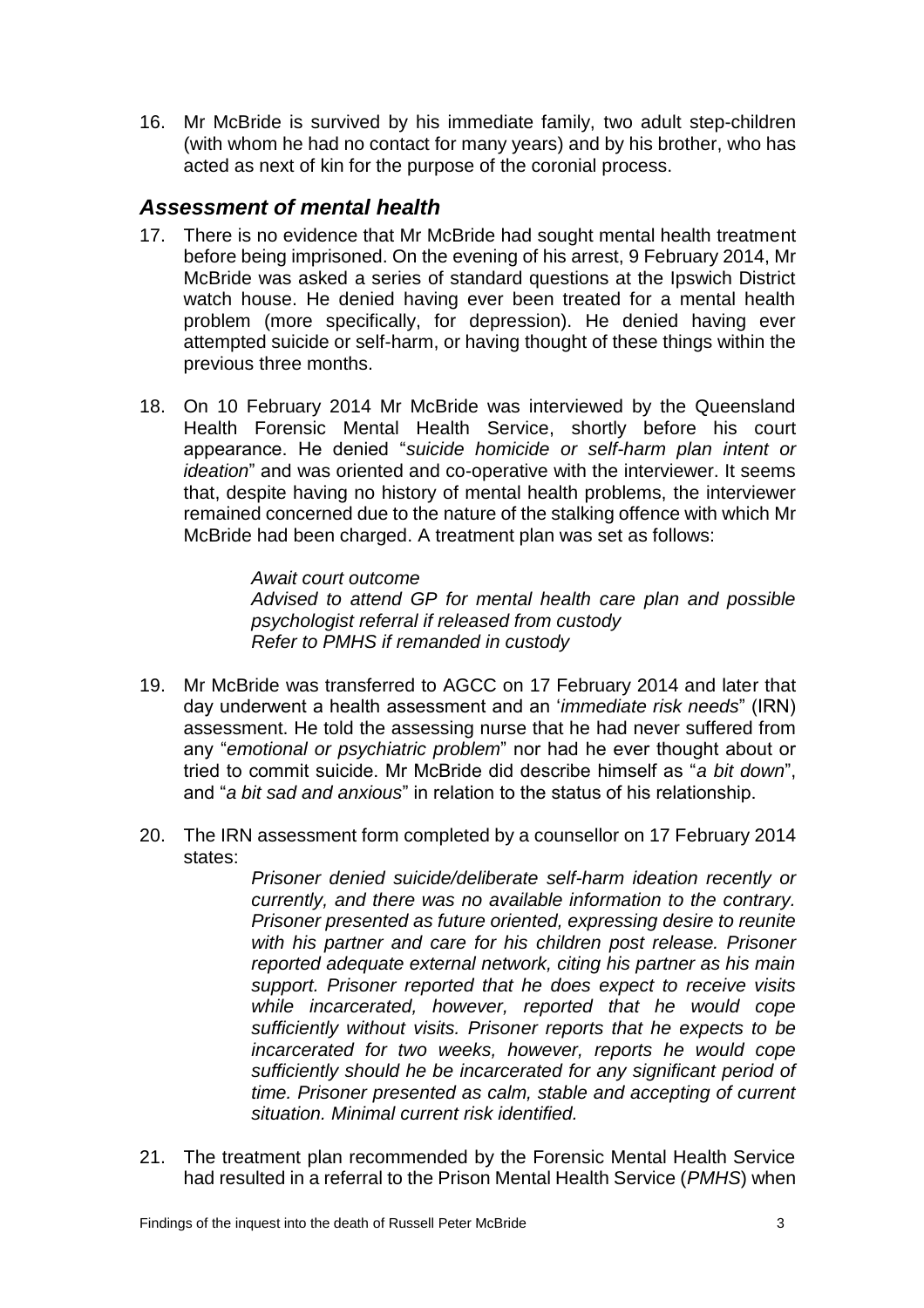16. Mr McBride is survived by his immediate family, two adult step-children (with whom he had no contact for many years) and by his brother, who has acted as next of kin for the purpose of the coronial process.

## *Assessment of mental health*

17. There is no evidence that Mr McBride had sought mental health treatment before being imprisoned. On the evening of his arrest, 9 February 2014, Mr McBride was asked a series of standard questions at the Ipswich District watch house. He denied having ever been treated for a mental health problem (more specifically, for depression). He denied having ever attempted suicide or self-harm, or having thought of these things within the previous three months.

18. On 10 February 2014 Mr McBride was interviewed by the Queensland Health Forensic Mental Health Service, shortly before his court appearance. He denied "*suicide homicide or self-harm plan intent or ideation*" and was oriented and co-operative with the interviewer. It seems that, despite having no history of mental health problems, the interviewer remained concerned due to the nature of the stalking offence with which Mr McBride had been charged. A treatment plan was set as follows:

> *Await court outcome*
> *Advised to attend GP for mental health care plan and possible psychologist referral if released from custody*
> *Refer to PMHS if remanded in custody*

19. Mr McBride was transferred to AGCC on 17 February 2014 and later that day underwent a health assessment and an '*immediate risk needs*" (IRN) assessment. He told the assessing nurse that he had never suffered from any "*emotional or psychiatric problem*" nor had he ever thought about or tried to commit suicide. Mr McBride did describe himself as "*a bit down*", and "*a bit sad and anxious*" in relation to the status of his relationship.

20. The IRN assessment form completed by a counsellor on 17 February 2014 states:

> *Prisoner denied suicide/deliberate self-harm ideation recently or currently, and there was no available information to the contrary. Prisoner presented as future oriented, expressing desire to reunite with his partner and care for his children post release. Prisoner reported adequate external network, citing his partner as his main support. Prisoner reported that he does expect to receive visits while incarcerated, however, reported that he would cope sufficiently without visits. Prisoner reports that he expects to be incarcerated for two weeks, however, reports he would cope sufficiently should he be incarcerated for any significant period of time. Prisoner presented as calm, stable and accepting of current situation. Minimal current risk identified.*

21. The treatment plan recommended by the Forensic Mental Health Service had resulted in a referral to the Prison Mental Health Service (*PMHS*) when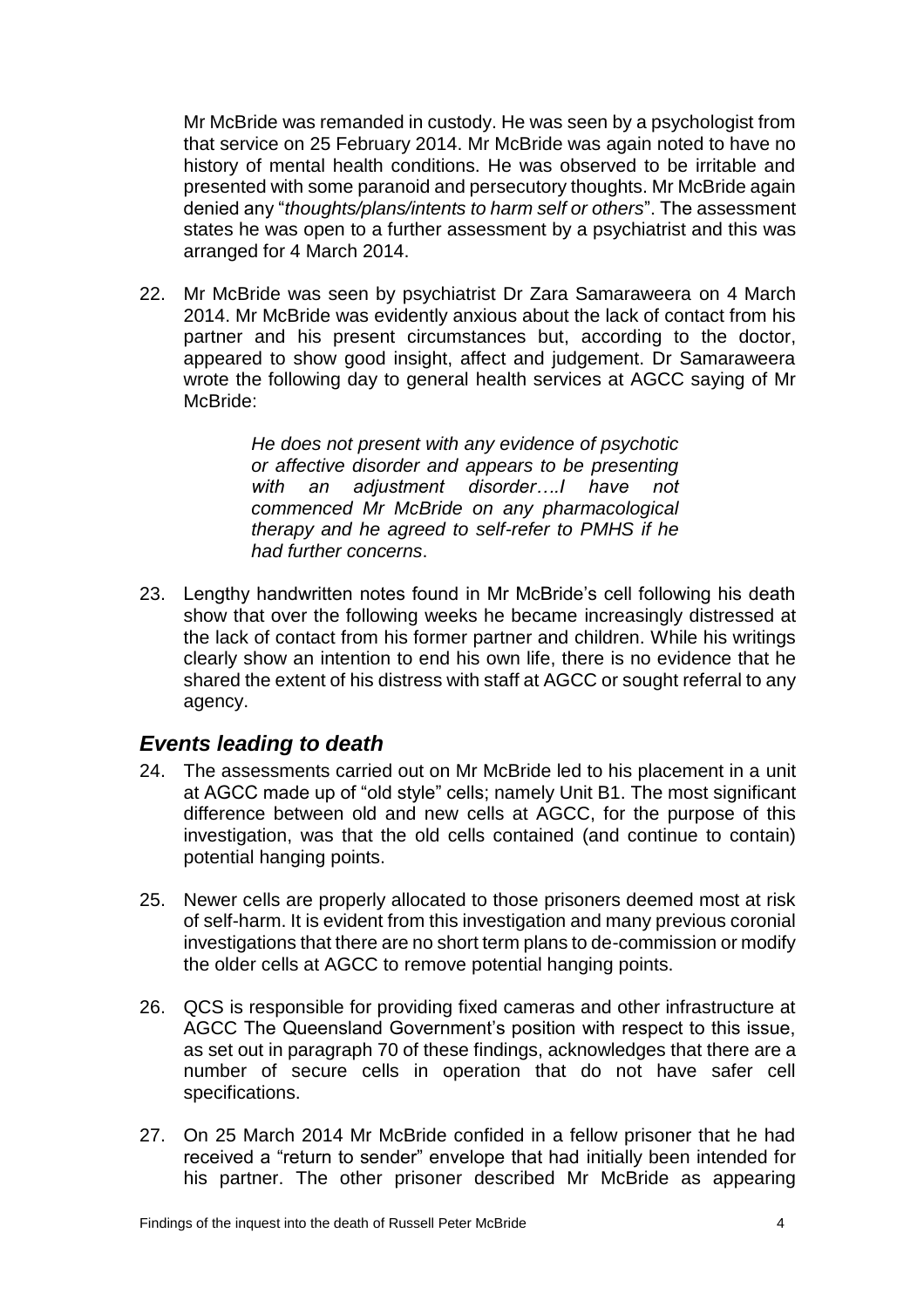Mr McBride was remanded in custody. He was seen by a psychologist from that service on 25 February 2014. Mr McBride was again noted to have no history of mental health conditions. He was observed to be irritable and presented with some paranoid and persecutory thoughts. Mr McBride again denied any "*thoughts/plans/intents to harm self or others*". The assessment states he was open to a further assessment by a psychiatrist and this was arranged for 4 March 2014.

22. Mr McBride was seen by psychiatrist Dr Zara Samaraweera on 4 March 2014. Mr McBride was evidently anxious about the lack of contact from his partner and his present circumstances but, according to the doctor, appeared to show good insight, affect and judgement. Dr Samaraweera wrote the following day to general health services at AGCC saying of Mr McBride:

> *He does not present with any evidence of psychotic or affective disorder and appears to be presenting with an adjustment disorder….I have not commenced Mr McBride on any pharmacological therapy and he agreed to self-refer to PMHS if he had further concerns*.

23. Lengthy handwritten notes found in Mr McBride's cell following his death show that over the following weeks he became increasingly distressed at the lack of contact from his former partner and children. While his writings clearly show an intention to end his own life, there is no evidence that he shared the extent of his distress with staff at AGCC or sought referral to any agency.

## *Events leading to death*

24. The assessments carried out on Mr McBride led to his placement in a unit at AGCC made up of "old style" cells; namely Unit B1. The most significant difference between old and new cells at AGCC, for the purpose of this investigation, was that the old cells contained (and continue to contain) potential hanging points.

25. Newer cells are properly allocated to those prisoners deemed most at risk of self-harm. It is evident from this investigation and many previous coronial investigations that there are no short term plans to de-commission or modify the older cells at AGCC to remove potential hanging points.

26. QCS is responsible for providing fixed cameras and other infrastructure at AGCC The Queensland Government's position with respect to this issue, as set out in paragraph 70 of these findings, acknowledges that there are a number of secure cells in operation that do not have safer cell specifications.

27. On 25 March 2014 Mr McBride confided in a fellow prisoner that he had received a "return to sender" envelope that had initially been intended for his partner. The other prisoner described Mr McBride as appearing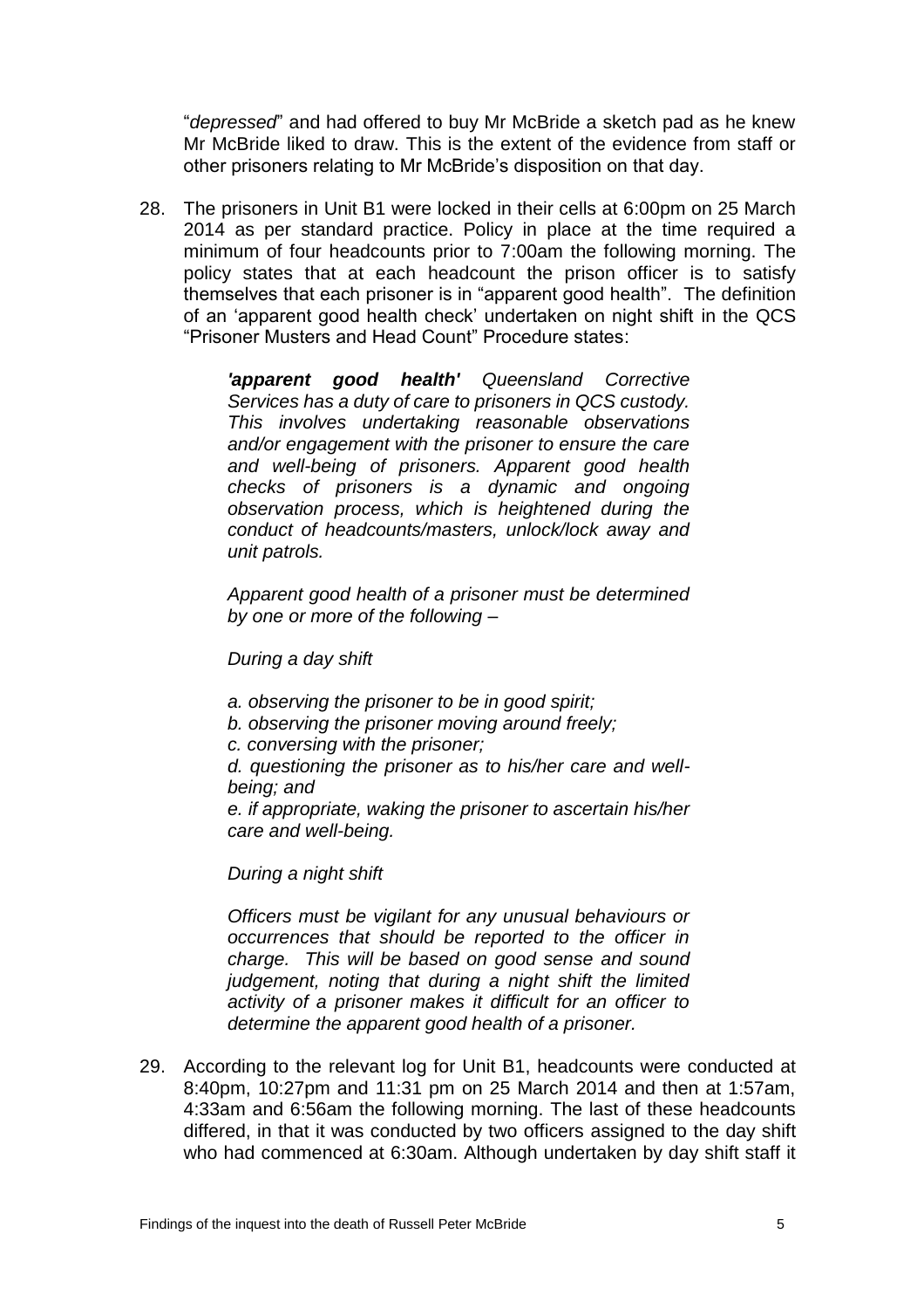"*depressed*" and had offered to buy Mr McBride a sketch pad as he knew Mr McBride liked to draw. This is the extent of the evidence from staff or other prisoners relating to Mr McBride's disposition on that day.

28. The prisoners in Unit B1 were locked in their cells at 6:00pm on 25 March 2014 as per standard practice. Policy in place at the time required a minimum of four headcounts prior to 7:00am the following morning. The policy states that at each headcount the prison officer is to satisfy themselves that each prisoner is in "apparent good health". The definition of an 'apparent good health check' undertaken on night shift in the QCS "Prisoner Musters and Head Count" Procedure states:

> ***'apparent good health'*** *Queensland Corrective Services has a duty of care to prisoners in QCS custody. This involves undertaking reasonable observations and/or engagement with the prisoner to ensure the care and well-being of prisoners. Apparent good health checks of prisoners is a dynamic and ongoing observation process, which is heightened during the conduct of headcounts/masters, unlock/lock away and unit patrols.*
>
> *Apparent good health of a prisoner must be determined by one or more of the following –*
>
> *During a day shift*
>
> *a. observing the prisoner to be in good spirit;*
> *b. observing the prisoner moving around freely;*
> *c. conversing with the prisoner;*
> *d. questioning the prisoner as to his/her care and well-being; and*
> *e. if appropriate, waking the prisoner to ascertain his/her care and well-being.*
>
> *During a night shift*
>
> *Officers must be vigilant for any unusual behaviours or occurrences that should be reported to the officer in charge. This will be based on good sense and sound judgement, noting that during a night shift the limited activity of a prisoner makes it difficult for an officer to determine the apparent good health of a prisoner.*

29. According to the relevant log for Unit B1, headcounts were conducted at 8:40pm, 10:27pm and 11:31 pm on 25 March 2014 and then at 1:57am, 4:33am and 6:56am the following morning. The last of these headcounts differed, in that it was conducted by two officers assigned to the day shift who had commenced at 6:30am. Although undertaken by day shift staff it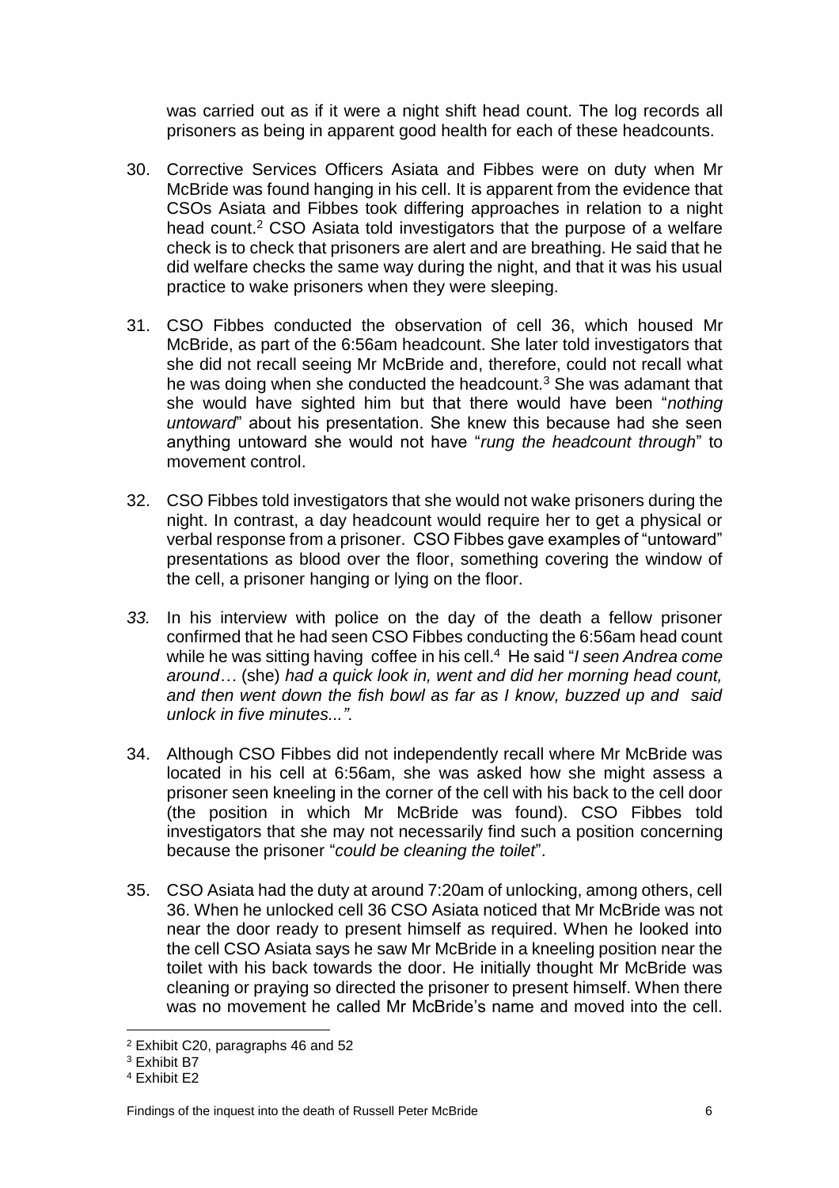was carried out as if it were a night shift head count. The log records all prisoners as being in apparent good health for each of these headcounts.

30. Corrective Services Officers Asiata and Fibbes were on duty when Mr McBride was found hanging in his cell. It is apparent from the evidence that CSOs Asiata and Fibbes took differing approaches in relation to a night head count.[2] CSO Asiata told investigators that the purpose of a welfare check is to check that prisoners are alert and are breathing. He said that he did welfare checks the same way during the night, and that it was his usual practice to wake prisoners when they were sleeping.

31. CSO Fibbes conducted the observation of cell 36, which housed Mr McBride, as part of the 6:56am headcount. She later told investigators that she did not recall seeing Mr McBride and, therefore, could not recall what he was doing when she conducted the headcount.[3] She was adamant that she would have sighted him but that there would have been "*nothing untoward*" about his presentation. She knew this because had she seen anything untoward she would not have "*rung the headcount through*" to movement control.

32. CSO Fibbes told investigators that she would not wake prisoners during the night. In contrast, a day headcount would require her to get a physical or verbal response from a prisoner. CSO Fibbes gave examples of "untoward" presentations as blood over the floor, something covering the window of the cell, a prisoner hanging or lying on the floor.

*33.* In his interview with police on the day of the death a fellow prisoner confirmed that he had seen CSO Fibbes conducting the 6:56am head count while he was sitting having coffee in his cell.[4] He said "*I seen Andrea come around…* (she) *had a quick look in, went and did her morning head count, and then went down the fish bowl as far as I know, buzzed up and said unlock in five minutes...".*

34. Although CSO Fibbes did not independently recall where Mr McBride was located in his cell at 6:56am, she was asked how she might assess a prisoner seen kneeling in the corner of the cell with his back to the cell door (the position in which Mr McBride was found). CSO Fibbes told investigators that she may not necessarily find such a position concerning because the prisoner "*could be cleaning the toilet*".

35. CSO Asiata had the duty at around 7:20am of unlocking, among others, cell 36. When he unlocked cell 36 CSO Asiata noticed that Mr McBride was not near the door ready to present himself as required. When he looked into the cell CSO Asiata says he saw Mr McBride in a kneeling position near the toilet with his back towards the door. He initially thought Mr McBride was cleaning or praying so directed the prisoner to present himself. When there was no movement he called Mr McBride's name and moved into the cell.

---

[2] Exhibit C20, paragraphs 46 and 52

[3] Exhibit B7

[4] Exhibit E2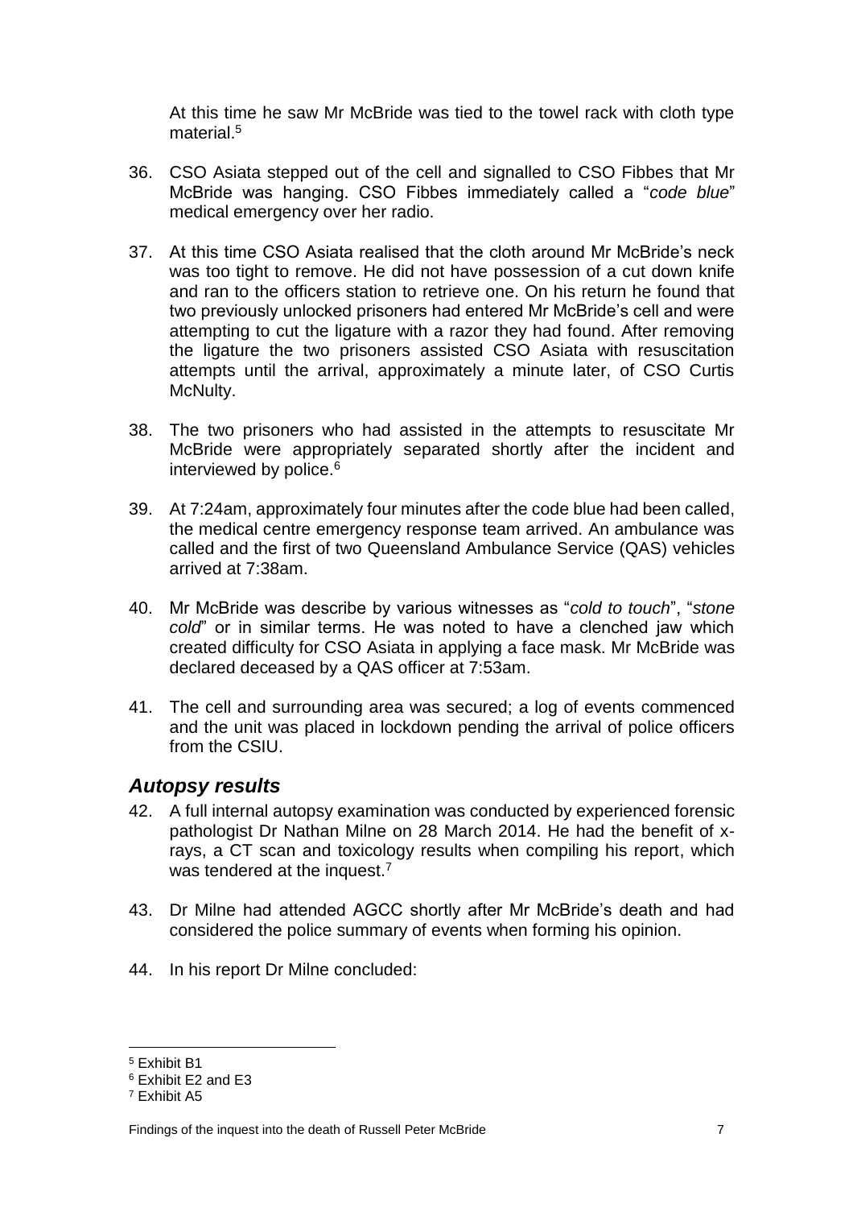At this time he saw Mr McBride was tied to the towel rack with cloth type material.[5]

36. CSO Asiata stepped out of the cell and signalled to CSO Fibbes that Mr McBride was hanging. CSO Fibbes immediately called a "*code blue*" medical emergency over her radio.

37. At this time CSO Asiata realised that the cloth around Mr McBride's neck was too tight to remove. He did not have possession of a cut down knife and ran to the officers station to retrieve one. On his return he found that two previously unlocked prisoners had entered Mr McBride's cell and were attempting to cut the ligature with a razor they had found. After removing the ligature the two prisoners assisted CSO Asiata with resuscitation attempts until the arrival, approximately a minute later, of CSO Curtis McNulty.

38. The two prisoners who had assisted in the attempts to resuscitate Mr McBride were appropriately separated shortly after the incident and interviewed by police.[6]

39. At 7:24am, approximately four minutes after the code blue had been called, the medical centre emergency response team arrived. An ambulance was called and the first of two Queensland Ambulance Service (QAS) vehicles arrived at 7:38am.

40. Mr McBride was describe by various witnesses as "*cold to touch*", "*stone cold*" or in similar terms. He was noted to have a clenched jaw which created difficulty for CSO Asiata in applying a face mask. Mr McBride was declared deceased by a QAS officer at 7:53am.

41. The cell and surrounding area was secured; a log of events commenced and the unit was placed in lockdown pending the arrival of police officers from the CSIU.

## *Autopsy results*

42. A full internal autopsy examination was conducted by experienced forensic pathologist Dr Nathan Milne on 28 March 2014. He had the benefit of x-rays, a CT scan and toxicology results when compiling his report, which was tendered at the inquest.[7]

43. Dr Milne had attended AGCC shortly after Mr McBride's death and had considered the police summary of events when forming his opinion.

44. In his report Dr Milne concluded:

---

[5] Exhibit B1

[6] Exhibit E2 and E3

[7] Exhibit A5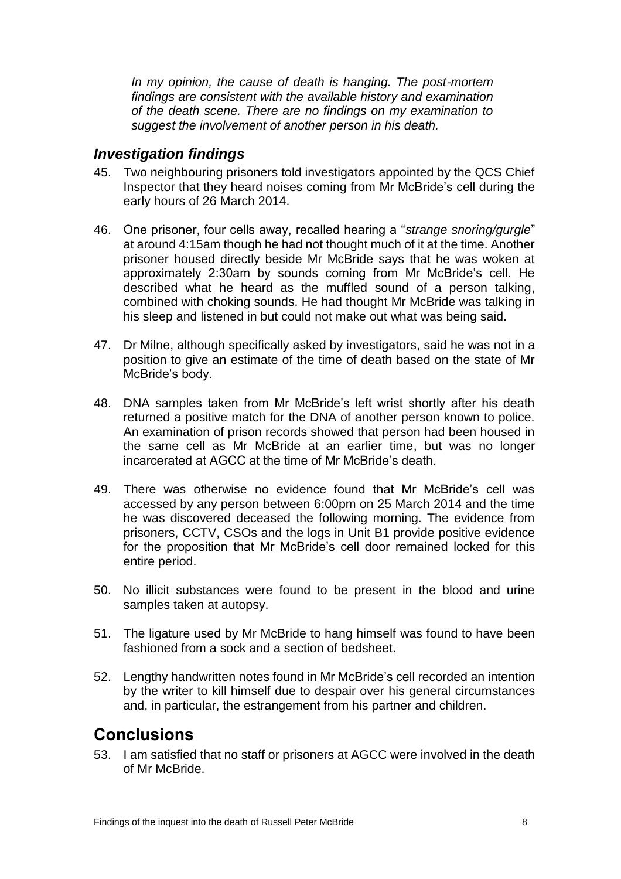> *In my opinion, the cause of death is hanging. The post-mortem findings are consistent with the available history and examination of the death scene. There are no findings on my examination to suggest the involvement of another person in his death.*

### *Investigation findings*

45. Two neighbouring prisoners told investigators appointed by the QCS Chief Inspector that they heard noises coming from Mr McBride's cell during the early hours of 26 March 2014.

46. One prisoner, four cells away, recalled hearing a "*strange snoring/gurgle*" at around 4:15am though he had not thought much of it at the time. Another prisoner housed directly beside Mr McBride says that he was woken at approximately 2:30am by sounds coming from Mr McBride's cell. He described what he heard as the muffled sound of a person talking, combined with choking sounds. He had thought Mr McBride was talking in his sleep and listened in but could not make out what was being said.

47. Dr Milne, although specifically asked by investigators, said he was not in a position to give an estimate of the time of death based on the state of Mr McBride's body.

48. DNA samples taken from Mr McBride's left wrist shortly after his death returned a positive match for the DNA of another person known to police. An examination of prison records showed that person had been housed in the same cell as Mr McBride at an earlier time, but was no longer incarcerated at AGCC at the time of Mr McBride's death.

49. There was otherwise no evidence found that Mr McBride's cell was accessed by any person between 6:00pm on 25 March 2014 and the time he was discovered deceased the following morning. The evidence from prisoners, CCTV, CSOs and the logs in Unit B1 provide positive evidence for the proposition that Mr McBride's cell door remained locked for this entire period.

50. No illicit substances were found to be present in the blood and urine samples taken at autopsy.

51. The ligature used by Mr McBride to hang himself was found to have been fashioned from a sock and a section of bedsheet.

52. Lengthy handwritten notes found in Mr McBride's cell recorded an intention by the writer to kill himself due to despair over his general circumstances and, in particular, the estrangement from his partner and children.

## Conclusions

53. I am satisfied that no staff or prisoners at AGCC were involved in the death of Mr McBride.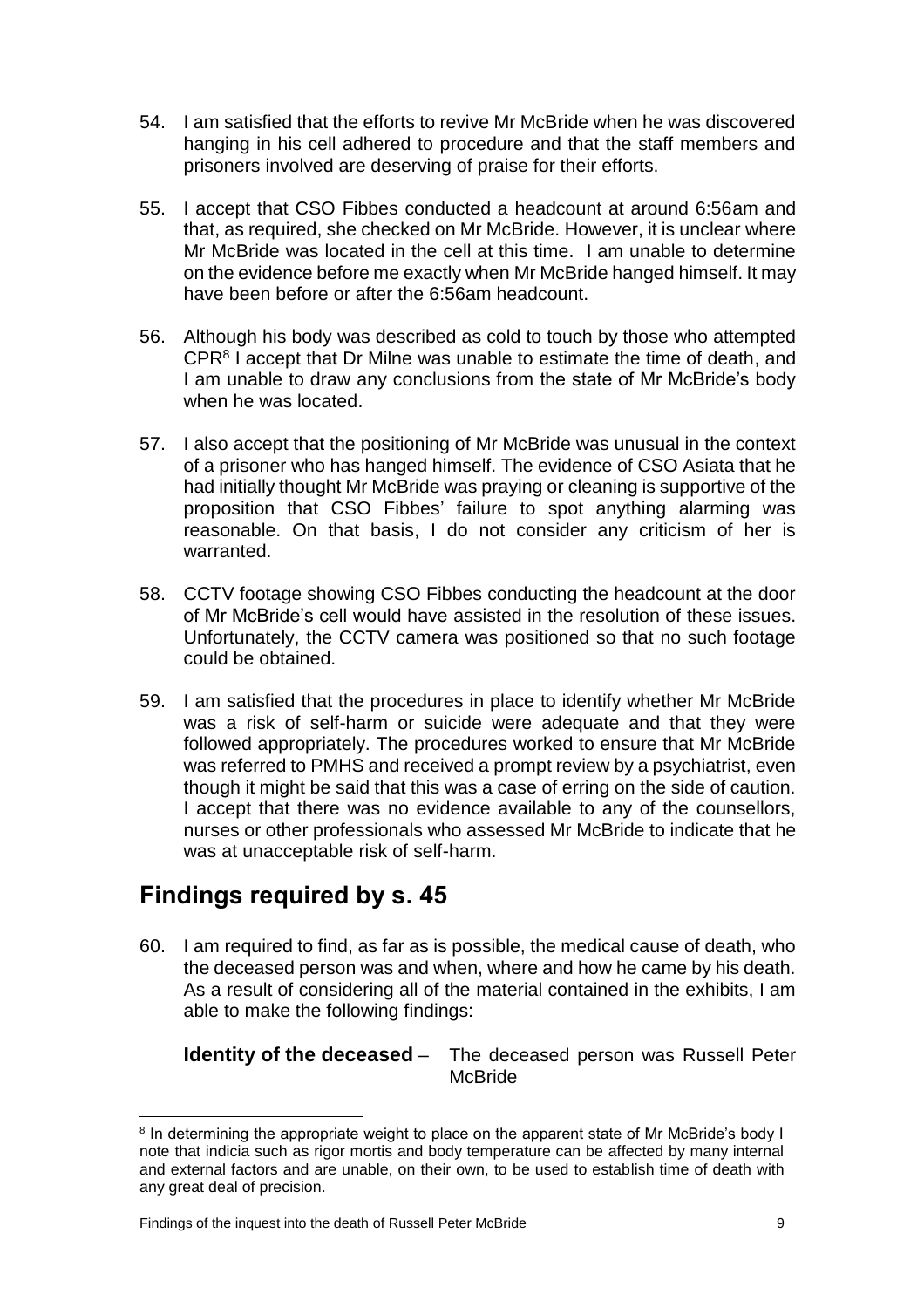54. I am satisfied that the efforts to revive Mr McBride when he was discovered hanging in his cell adhered to procedure and that the staff members and prisoners involved are deserving of praise for their efforts.

55. I accept that CSO Fibbes conducted a headcount at around 6:56am and that, as required, she checked on Mr McBride. However, it is unclear where Mr McBride was located in the cell at this time. I am unable to determine on the evidence before me exactly when Mr McBride hanged himself. It may have been before or after the 6:56am headcount.

56. Although his body was described as cold to touch by those who attempted CPR[8] I accept that Dr Milne was unable to estimate the time of death, and I am unable to draw any conclusions from the state of Mr McBride's body when he was located.

57. I also accept that the positioning of Mr McBride was unusual in the context of a prisoner who has hanged himself. The evidence of CSO Asiata that he had initially thought Mr McBride was praying or cleaning is supportive of the proposition that CSO Fibbes' failure to spot anything alarming was reasonable. On that basis, I do not consider any criticism of her is warranted.

58. CCTV footage showing CSO Fibbes conducting the headcount at the door of Mr McBride's cell would have assisted in the resolution of these issues. Unfortunately, the CCTV camera was positioned so that no such footage could be obtained.

59. I am satisfied that the procedures in place to identify whether Mr McBride was a risk of self-harm or suicide were adequate and that they were followed appropriately. The procedures worked to ensure that Mr McBride was referred to PMHS and received a prompt review by a psychiatrist, even though it might be said that this was a case of erring on the side of caution. I accept that there was no evidence available to any of the counsellors, nurses or other professionals who assessed Mr McBride to indicate that he was at unacceptable risk of self-harm.

## Findings required by s. 45

60. I am required to find, as far as is possible, the medical cause of death, who the deceased person was and when, where and how he came by his death. As a result of considering all of the material contained in the exhibits, I am able to make the following findings:

**Identity of the deceased** – The deceased person was Russell Peter McBride

---

[8] In determining the appropriate weight to place on the apparent state of Mr McBride's body I note that indicia such as rigor mortis and body temperature can be affected by many internal and external factors and are unable, on their own, to be used to establish time of death with any great deal of precision.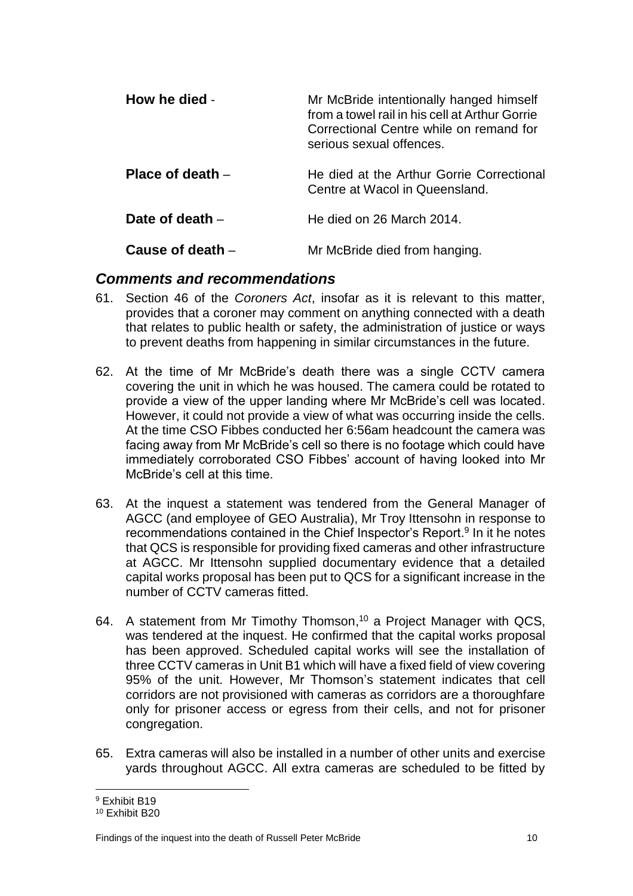**How he died** - Mr McBride intentionally hanged himself from a towel rail in his cell at Arthur Gorrie Correctional Centre while on remand for serious sexual offences.

**Place of death** – He died at the Arthur Gorrie Correctional Centre at Wacol in Queensland.

**Date of death** – He died on 26 March 2014.

**Cause of death** – Mr McBride died from hanging.

## *Comments and recommendations*

61. Section 46 of the *Coroners Act*, insofar as it is relevant to this matter, provides that a coroner may comment on anything connected with a death that relates to public health or safety, the administration of justice or ways to prevent deaths from happening in similar circumstances in the future.

62. At the time of Mr McBride's death there was a single CCTV camera covering the unit in which he was housed. The camera could be rotated to provide a view of the upper landing where Mr McBride's cell was located. However, it could not provide a view of what was occurring inside the cells. At the time CSO Fibbes conducted her 6:56am headcount the camera was facing away from Mr McBride's cell so there is no footage which could have immediately corroborated CSO Fibbes' account of having looked into Mr McBride's cell at this time.

63. At the inquest a statement was tendered from the General Manager of AGCC (and employee of GEO Australia), Mr Troy Ittensohn in response to recommendations contained in the Chief Inspector's Report.[9] In it he notes that QCS is responsible for providing fixed cameras and other infrastructure at AGCC. Mr Ittensohn supplied documentary evidence that a detailed capital works proposal has been put to QCS for a significant increase in the number of CCTV cameras fitted.

64. A statement from Mr Timothy Thomson,[10] a Project Manager with QCS, was tendered at the inquest. He confirmed that the capital works proposal has been approved. Scheduled capital works will see the installation of three CCTV cameras in Unit B1 which will have a fixed field of view covering 95% of the unit. However, Mr Thomson's statement indicates that cell corridors are not provisioned with cameras as corridors are a thoroughfare only for prisoner access or egress from their cells, and not for prisoner congregation.

65. Extra cameras will also be installed in a number of other units and exercise yards throughout AGCC. All extra cameras are scheduled to be fitted by

[9] Exhibit B19

[10] Exhibit B20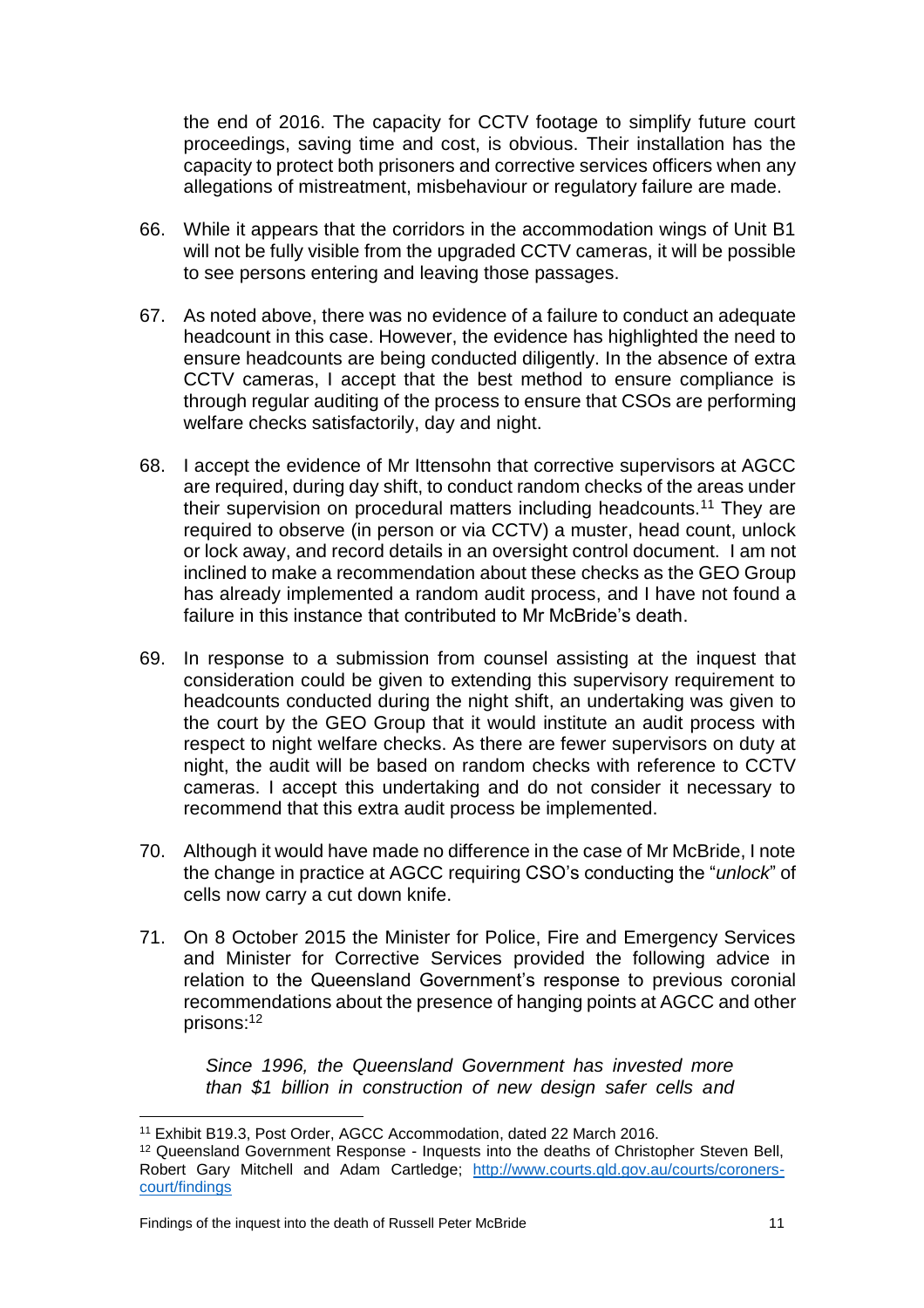the end of 2016. The capacity for CCTV footage to simplify future court proceedings, saving time and cost, is obvious. Their installation has the capacity to protect both prisoners and corrective services officers when any allegations of mistreatment, misbehaviour or regulatory failure are made.

66. While it appears that the corridors in the accommodation wings of Unit B1 will not be fully visible from the upgraded CCTV cameras, it will be possible to see persons entering and leaving those passages.

67. As noted above, there was no evidence of a failure to conduct an adequate headcount in this case. However, the evidence has highlighted the need to ensure headcounts are being conducted diligently. In the absence of extra CCTV cameras, I accept that the best method to ensure compliance is through regular auditing of the process to ensure that CSOs are performing welfare checks satisfactorily, day and night.

68. I accept the evidence of Mr Ittensohn that corrective supervisors at AGCC are required, during day shift, to conduct random checks of the areas under their supervision on procedural matters including headcounts.[11] They are required to observe (in person or via CCTV) a muster, head count, unlock or lock away, and record details in an oversight control document. I am not inclined to make a recommendation about these checks as the GEO Group has already implemented a random audit process, and I have not found a failure in this instance that contributed to Mr McBride's death.

69. In response to a submission from counsel assisting at the inquest that consideration could be given to extending this supervisory requirement to headcounts conducted during the night shift, an undertaking was given to the court by the GEO Group that it would institute an audit process with respect to night welfare checks. As there are fewer supervisors on duty at night, the audit will be based on random checks with reference to CCTV cameras. I accept this undertaking and do not consider it necessary to recommend that this extra audit process be implemented.

70. Although it would have made no difference in the case of Mr McBride, I note the change in practice at AGCC requiring CSO's conducting the "*unlock*" of cells now carry a cut down knife.

71. On 8 October 2015 the Minister for Police, Fire and Emergency Services and Minister for Corrective Services provided the following advice in relation to the Queensland Government's response to previous coronial recommendations about the presence of hanging points at AGCC and other prisons:[12]

> *Since 1996, the Queensland Government has invested more than $1 billion in construction of new design safer cells and*

---

[11] Exhibit B19.3, Post Order, AGCC Accommodation, dated 22 March 2016.

[12] Queensland Government Response - Inquests into the deaths of Christopher Steven Bell, Robert Gary Mitchell and Adam Cartledge; http://www.courts.qld.gov.au/courts/coroners-court/findings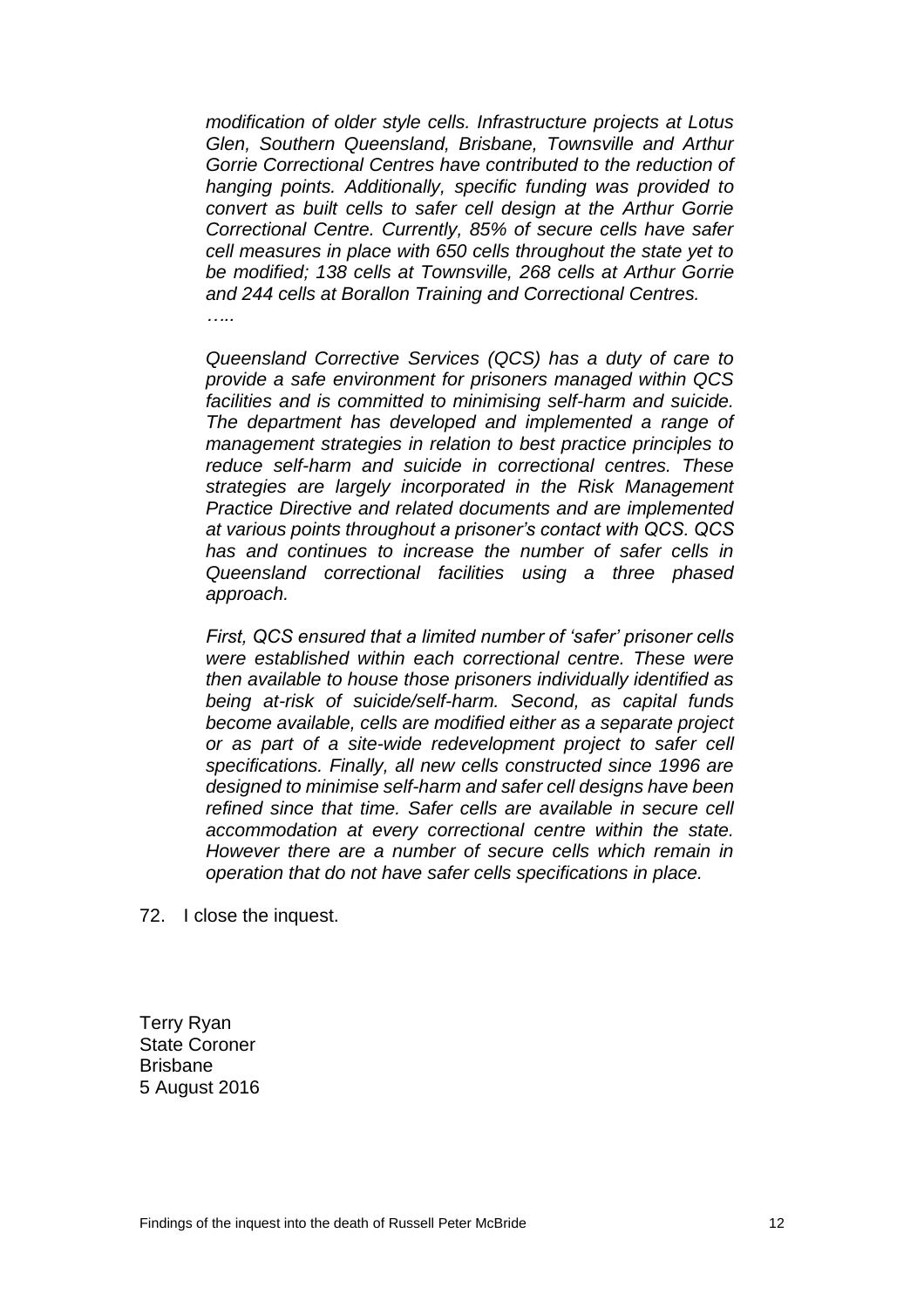*modification of older style cells. Infrastructure projects at Lotus Glen, Southern Queensland, Brisbane, Townsville and Arthur Gorrie Correctional Centres have contributed to the reduction of hanging points. Additionally, specific funding was provided to convert as built cells to safer cell design at the Arthur Gorrie Correctional Centre. Currently, 85% of secure cells have safer cell measures in place with 650 cells throughout the state yet to be modified; 138 cells at Townsville, 268 cells at Arthur Gorrie and 244 cells at Borallon Training and Correctional Centres.*

*…..*

*Queensland Corrective Services (QCS) has a duty of care to provide a safe environment for prisoners managed within QCS facilities and is committed to minimising self-harm and suicide. The department has developed and implemented a range of management strategies in relation to best practice principles to reduce self-harm and suicide in correctional centres. These strategies are largely incorporated in the Risk Management Practice Directive and related documents and are implemented at various points throughout a prisoner's contact with QCS. QCS has and continues to increase the number of safer cells in Queensland correctional facilities using a three phased approach.*

*First, QCS ensured that a limited number of 'safer' prisoner cells were established within each correctional centre. These were then available to house those prisoners individually identified as being at-risk of suicide/self-harm. Second, as capital funds become available, cells are modified either as a separate project or as part of a site-wide redevelopment project to safer cell specifications. Finally, all new cells constructed since 1996 are designed to minimise self-harm and safer cell designs have been refined since that time. Safer cells are available in secure cell accommodation at every correctional centre within the state. However there are a number of secure cells which remain in operation that do not have safer cells specifications in place.*

72. I close the inquest.

Terry Ryan
State Coroner
Brisbane
5 August 2016